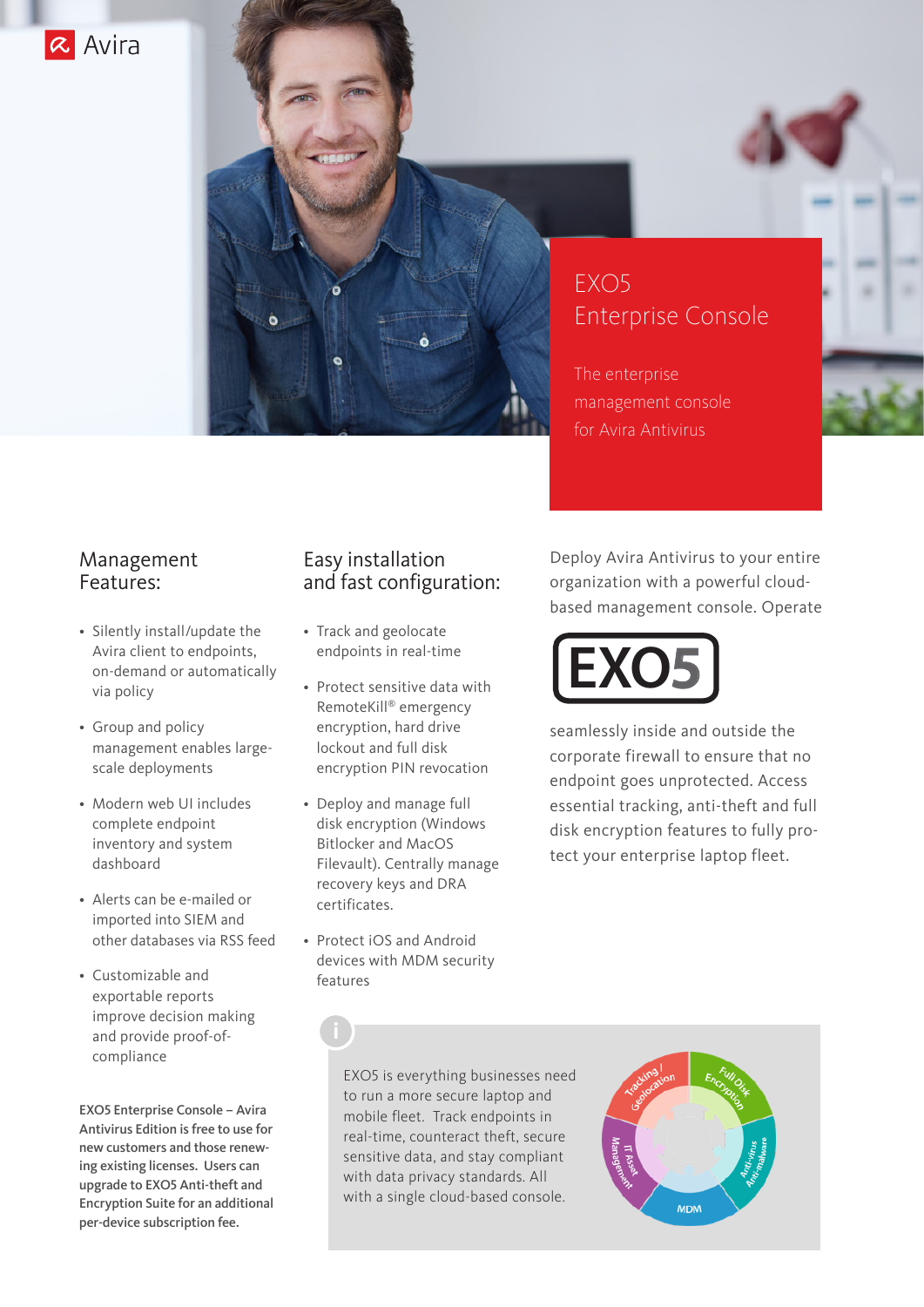Avira

# EXO5 Enterprise Console

The enterprise management console for Avira Antivirus

## Management Features:

- Silently install/update the Avira client to endpoints, on-demand or automatically via policy
- Group and policy management enables large-scale deployments
- Modern web UI includes complete endpoint inventory and system dashboard
- Alerts can be e-mailed or imported into SIEM and other databases via RSS feed
- Customizable and exportable reports improve decision making and provide proof-of-compliance

**EXO5 Enterprise Console – Avira Antivirus Edition is free to use for new customers and those renewing existing licenses. Users can upgrade to EXO5 Anti-theft and Encryption Suite for an additional per-device subscription fee.**

## Easy installation and fast configuration:

- Track and geolocate endpoints in real-time
- Protect sensitive data with RemoteKill® emergency encryption, hard drive lockout and full disk encryption PIN revocation
- Deploy and manage full disk encryption (Windows Bitlocker and MacOS Filevault). Centrally manage recovery keys and DRA certificates.
- Protect iOS and Android devices with MDM security features

Deploy Avira Antivirus to your entire organization with a powerful cloud-based management console. Operate EXO5 seamlessly inside and outside the corporate firewall to ensure that no endpoint goes unprotected. Access essential tracking, anti-theft and full disk encryption features to fully protect your enterprise laptop fleet.

EXO5 is everything businesses need to run a more secure laptop and mobile fleet. Track endpoints in real-time, counteract theft, secure sensitive data, and stay compliant with data privacy standards. All with a single cloud-based console.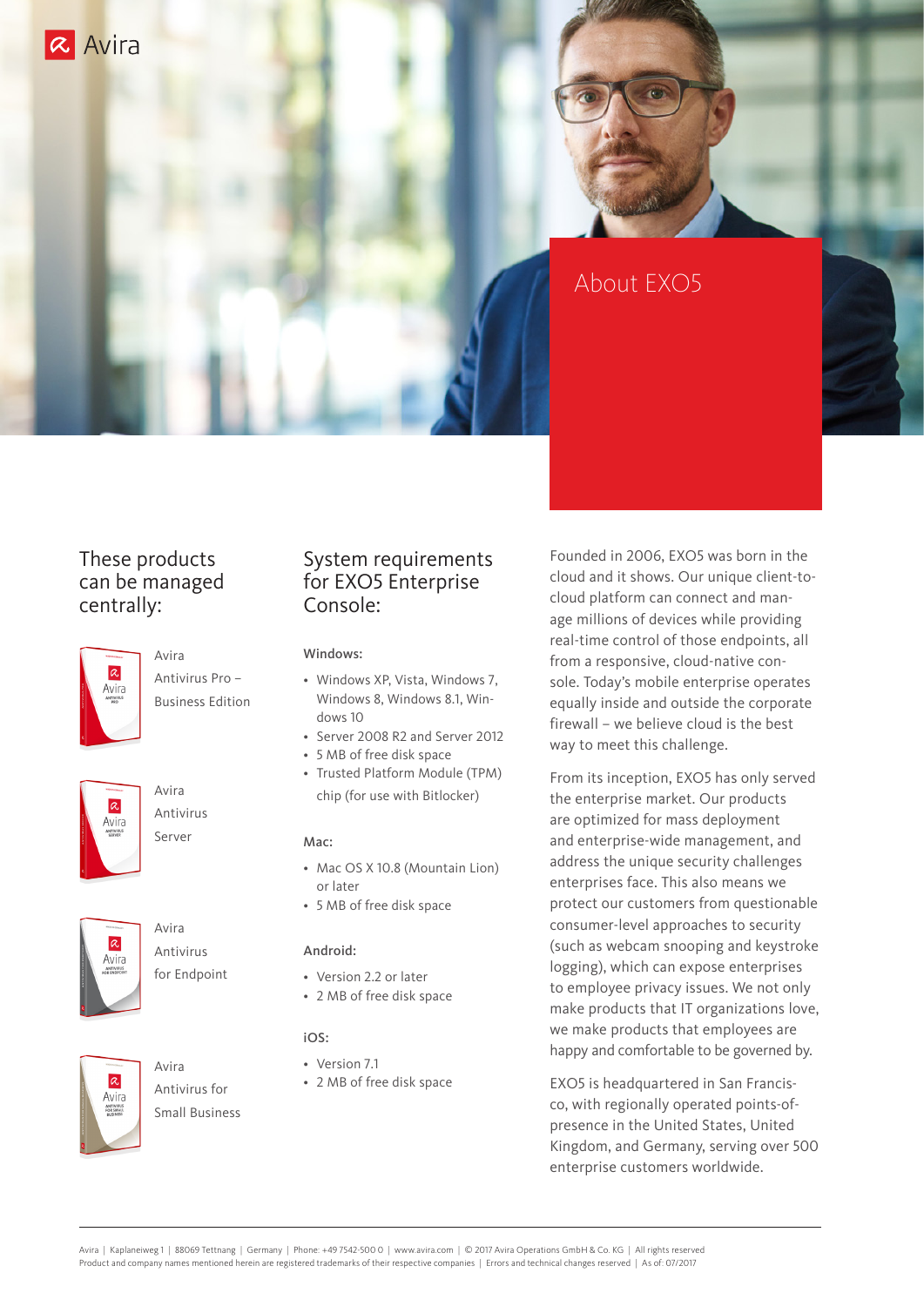## About EXO5

## These products can be managed centrally:

Avira Antivirus Pro – Business Edition

Avira Antivirus Server

Avira Antivirus for Endpoint

Avira Antivirus for Small Business

## System requirements for EXO5 Enterprise Console:

**Windows:**

- Windows XP, Vista, Windows 7, Windows 8, Windows 8.1, Windows 10
- Server 2008 R2 and Server 2012
- 5 MB of free disk space
- Trusted Platform Module (TPM) chip (for use with Bitlocker)

**Mac:**

- Mac OS X 10.8 (Mountain Lion) or later
- 5 MB of free disk space

**Android:**

- Version 2.2 or later
- 2 MB of free disk space

**iOS:**

- Version 7.1
- 2 MB of free disk space

Founded in 2006, EXO5 was born in the cloud and it shows. Our unique client-to-cloud platform can connect and manage millions of devices while providing real-time control of those endpoints, all from a responsive, cloud-native console. Today's mobile enterprise operates equally inside and outside the corporate firewall – we believe cloud is the best way to meet this challenge.

From its inception, EXO5 has only served the enterprise market. Our products are optimized for mass deployment and enterprise-wide management, and address the unique security challenges enterprises face. This also means we protect our customers from questionable consumer-level approaches to security (such as webcam snooping and keystroke logging), which can expose enterprises to employee privacy issues. We not only make products that IT organizations love, we make products that employees are happy and comfortable to be governed by.

EXO5 is headquartered in San Francisco, with regionally operated points-of-presence in the United States, United Kingdom, and Germany, serving over 500 enterprise customers worldwide.

Avira | Kaplaneiweg 1 | 88069 Tettnang | Germany | Phone: +49 7542-500 0 | www.avira.com | © 2017 Avira Operations GmbH & Co. KG | All rights reserved
Product and company names mentioned herein are registered trademarks of their respective companies | Errors and technical changes reserved | As of: 07/2017